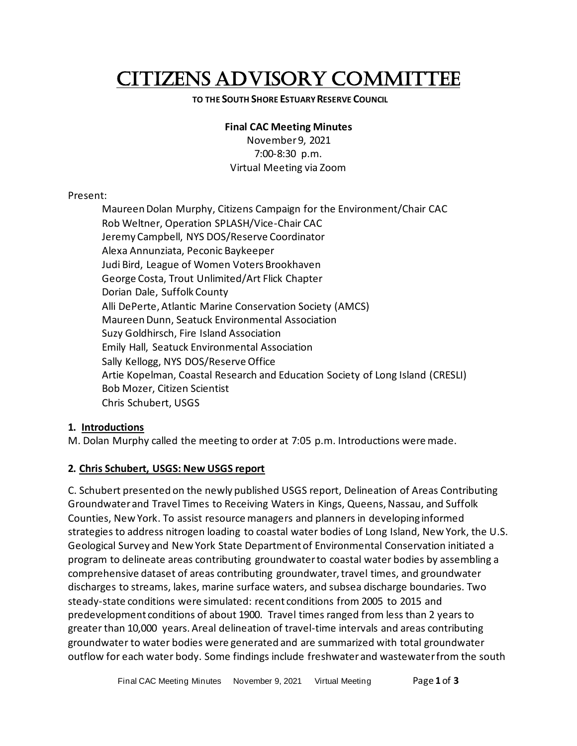# CITIZENS ADVISORY COMMITTEE

**TO THE SOUTH SHORE ESTUARY RESERVE COUNCIL**

**Final CAC Meeting Minutes**
November 9, 2021
7:00-8:30 p.m.
Virtual Meeting via Zoom

Present:

Maureen Dolan Murphy, Citizens Campaign for the Environment/Chair CAC
Rob Weltner, Operation SPLASH/Vice-Chair CAC
Jeremy Campbell, NYS DOS/Reserve Coordinator
Alexa Annunziata, Peconic Baykeeper
Judi Bird, League of Women Voters Brookhaven
George Costa, Trout Unlimited/Art Flick Chapter
Dorian Dale, Suffolk County
Alli DePerte, Atlantic Marine Conservation Society (AMCS)
Maureen Dunn, Seatuck Environmental Association
Suzy Goldhirsch, Fire Island Association
Emily Hall, Seatuck Environmental Association
Sally Kellogg, NYS DOS/Reserve Office
Artie Kopelman, Coastal Research and Education Society of Long Island (CRESLI)
Bob Mozer, Citizen Scientist
Chris Schubert, USGS

**1. Introductions**

M. Dolan Murphy called the meeting to order at 7:05 p.m. Introductions were made.

**2. Chris Schubert, USGS: New USGS report**

C. Schubert presented on the newly published USGS report, Delineation of Areas Contributing Groundwater and Travel Times to Receiving Waters in Kings, Queens, Nassau, and Suffolk Counties, New York. To assist resource managers and planners in developing informed strategies to address nitrogen loading to coastal water bodies of Long Island, New York, the U.S. Geological Survey and New York State Department of Environmental Conservation initiated a program to delineate areas contributing groundwater to coastal water bodies by assembling a comprehensive dataset of areas contributing groundwater, travel times, and groundwater discharges to streams, lakes, marine surface waters, and subsea discharge boundaries. Two steady-state conditions were simulated: recent conditions from 2005 to 2015 and predevelopment conditions of about 1900. Travel times ranged from less than 2 years to greater than 10,000 years. Areal delineation of travel-time intervals and areas contributing groundwater to water bodies were generated and are summarized with total groundwater outflow for each water body. Some findings include freshwater and wastewater from the south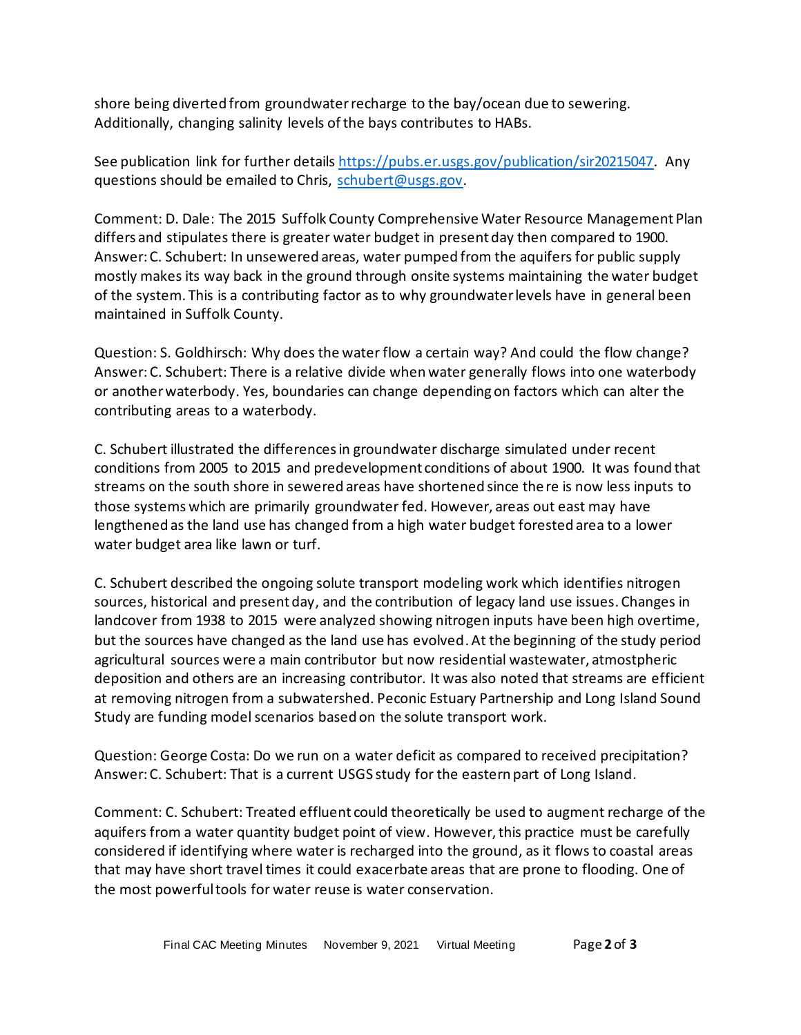shore being diverted from groundwater recharge to the bay/ocean due to sewering. Additionally, changing salinity levels of the bays contributes to HABs.

See publication link for further details https://pubs.er.usgs.gov/publication/sir20215047. Any questions should be emailed to Chris, schubert@usgs.gov.

Comment: D. Dale: The 2015 Suffolk County Comprehensive Water Resource Management Plan differs and stipulates there is greater water budget in present day then compared to 1900.
Answer: C. Schubert: In unsewered areas, water pumped from the aquifers for public supply mostly makes its way back in the ground through onsite systems maintaining the water budget of the system. This is a contributing factor as to why groundwater levels have in general been maintained in Suffolk County.

Question: S. Goldhirsch: Why does the water flow a certain way? And could the flow change?
Answer: C. Schubert: There is a relative divide when water generally flows into one waterbody or another waterbody. Yes, boundaries can change depending on factors which can alter the contributing areas to a waterbody.

C. Schubert illustrated the differences in groundwater discharge simulated under recent conditions from 2005 to 2015 and predevelopment conditions of about 1900. It was found that streams on the south shore in sewered areas have shortened since there is now less inputs to those systems which are primarily groundwater fed. However, areas out east may have lengthened as the land use has changed from a high water budget forested area to a lower water budget area like lawn or turf.

C. Schubert described the ongoing solute transport modeling work which identifies nitrogen sources, historical and present day, and the contribution of legacy land use issues. Changes in landcover from 1938 to 2015 were analyzed showing nitrogen inputs have been high overtime, but the sources have changed as the land use has evolved. At the beginning of the study period agricultural sources were a main contributor but now residential wastewater, atmostpheric deposition and others are an increasing contributor. It was also noted that streams are efficient at removing nitrogen from a subwatershed. Peconic Estuary Partnership and Long Island Sound Study are funding model scenarios based on the solute transport work.

Question: George Costa: Do we run on a water deficit as compared to received precipitation?
Answer: C. Schubert: That is a current USGS study for the eastern part of Long Island.

Comment: C. Schubert: Treated effluent could theoretically be used to augment recharge of the aquifers from a water quantity budget point of view. However, this practice must be carefully considered if identifying where water is recharged into the ground, as it flows to coastal areas that may have short travel times it could exacerbate areas that are prone to flooding. One of the most powerful tools for water reuse is water conservation.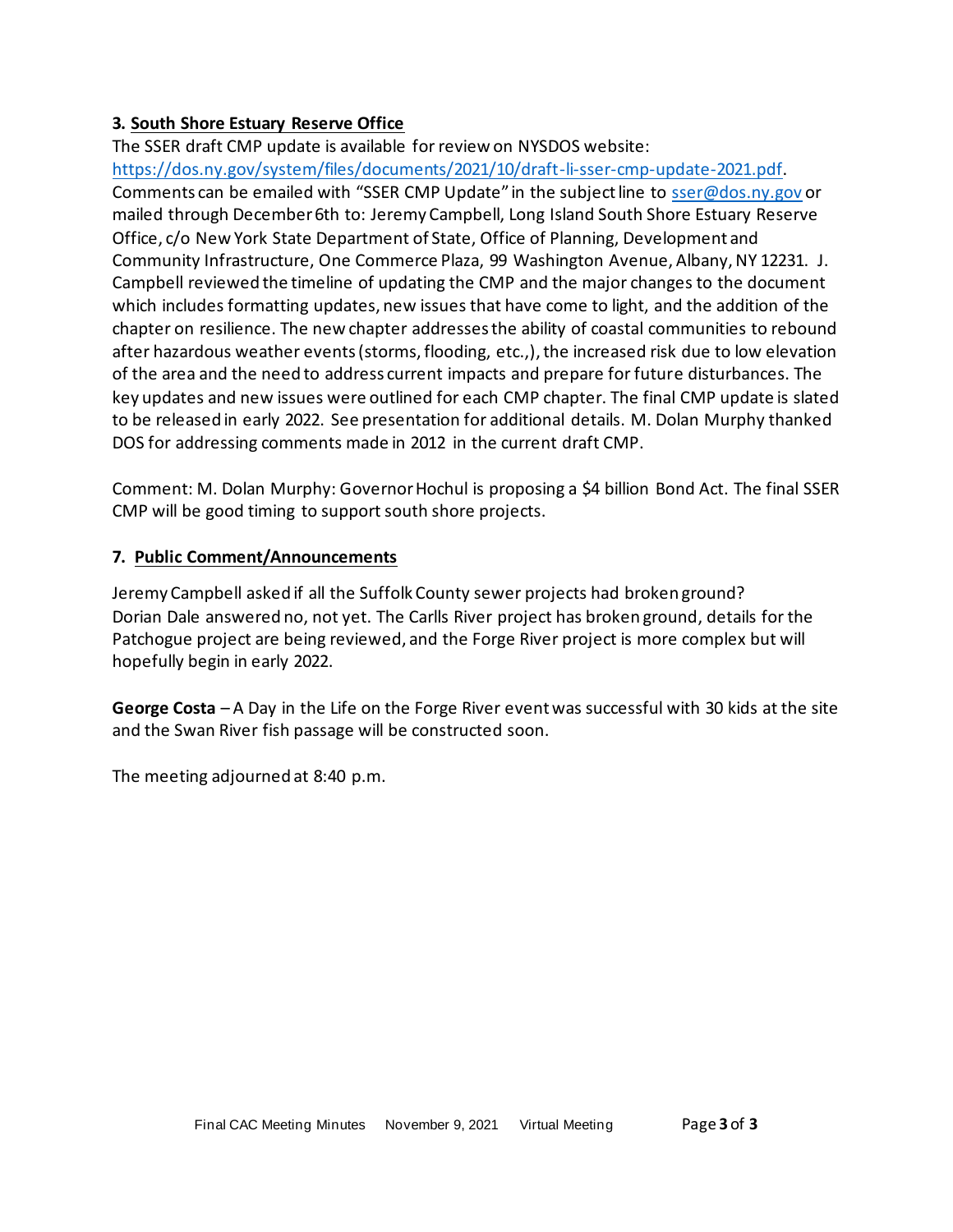### 3. South Shore Estuary Reserve Office

The SSER draft CMP update is available for review on NYSDOS website: https://dos.ny.gov/system/files/documents/2021/10/draft-li-sser-cmp-update-2021.pdf. Comments can be emailed with "SSER CMP Update" in the subject line to sser@dos.ny.gov or mailed through December 6th to: Jeremy Campbell, Long Island South Shore Estuary Reserve Office, c/o New York State Department of State, Office of Planning, Development and Community Infrastructure, One Commerce Plaza, 99 Washington Avenue, Albany, NY 12231. J. Campbell reviewed the timeline of updating the CMP and the major changes to the document which includes formatting updates, new issues that have come to light, and the addition of the chapter on resilience. The new chapter addresses the ability of coastal communities to rebound after hazardous weather events (storms, flooding, etc.,), the increased risk due to low elevation of the area and the need to address current impacts and prepare for future disturbances. The key updates and new issues were outlined for each CMP chapter. The final CMP update is slated to be released in early 2022. See presentation for additional details. M. Dolan Murphy thanked DOS for addressing comments made in 2012 in the current draft CMP.

Comment: M. Dolan Murphy: Governor Hochul is proposing a $4 billion Bond Act. The final SSER CMP will be good timing to support south shore projects.

### 7. Public Comment/Announcements

Jeremy Campbell asked if all the Suffolk County sewer projects had broken ground? Dorian Dale answered no, not yet. The Carlls River project has broken ground, details for the Patchogue project are being reviewed, and the Forge River project is more complex but will hopefully begin in early 2022.

**George Costa** – A Day in the Life on the Forge River event was successful with 30 kids at the site and the Swan River fish passage will be constructed soon.

The meeting adjourned at 8:40 p.m.